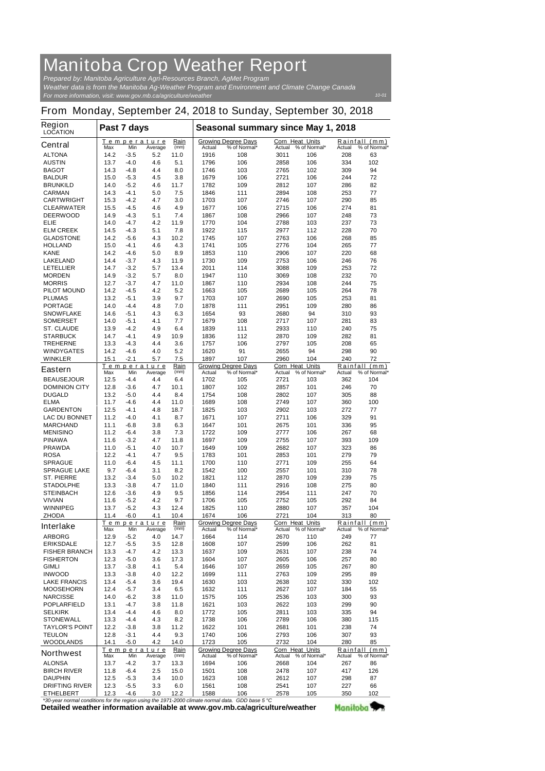# Manitoba Crop Weather Report

*Prepared by: Manitoba Agriculture Agri-Resources Branch, AgMet Program*
*Weather data is from the Manitoba Ag-Weather Program and Environment and Climate Change Canada*
*For more information, visit: www.gov.mb.ca/agriculture/weather*

10-01

## From Monday, September 24, 2018 to Sunday, September 30, 2018

| Region LOCATION | Past 7 days | | | | Seasonal summary since May 1, 2018 | | | | | |
|---|---|---|---|---|---|---|---|---|---|---|
| | Temperature | | | Rain | Growing Degree Days | | Corn Heat Units | | Rainfall (mm) | |
| **Central** | Max | Min | Average | (mm) | Actual | % of Normal* | Actual | % of Normal* | Actual | % of Normal* |
| ALTONA | 14.2 | -3.5 | 5.2 | 11.0 | 1916 | 108 | 3011 | 106 | 208 | 63 |
| AUSTIN | 13.7 | -4.0 | 4.6 | 5.1 | 1796 | 106 | 2858 | 106 | 334 | 102 |
| BAGOT | 14.3 | -4.8 | 4.4 | 8.0 | 1746 | 103 | 2765 | 102 | 309 | 94 |
| BALDUR | 15.0 | -5.3 | 4.5 | 3.8 | 1679 | 106 | 2721 | 106 | 244 | 72 |
| BRUNKILD | 14.0 | -5.2 | 4.6 | 11.7 | 1782 | 109 | 2812 | 107 | 286 | 82 |
| CARMAN | 14.3 | -4.1 | 5.0 | 7.5 | 1846 | 111 | 2894 | 108 | 253 | 77 |
| CARTWRIGHT | 15.3 | -4.2 | 4.7 | 3.0 | 1703 | 107 | 2746 | 107 | 290 | 85 |
| CLEARWATER | 15.5 | -4.5 | 4.6 | 4.9 | 1677 | 106 | 2715 | 106 | 274 | 81 |
| DEERWOOD | 14.9 | -4.3 | 5.1 | 7.4 | 1867 | 108 | 2966 | 107 | 248 | 73 |
| ELIE | 14.0 | -4.7 | 4.2 | 11.9 | 1770 | 104 | 2788 | 103 | 237 | 73 |
| ELM CREEK | 14.5 | -4.3 | 5.1 | 7.8 | 1922 | 115 | 2977 | 112 | 228 | 70 |
| GLADSTONE | 14.2 | -5.6 | 4.3 | 10.2 | 1745 | 107 | 2763 | 106 | 268 | 85 |
| HOLLAND | 15.0 | -4.1 | 4.6 | 4.3 | 1741 | 105 | 2776 | 104 | 265 | 77 |
| KANE | 14.2 | -4.6 | 5.0 | 8.9 | 1853 | 110 | 2906 | 107 | 220 | 68 |
| LAKELAND | 14.4 | -3.7 | 4.3 | 11.9 | 1730 | 109 | 2753 | 106 | 246 | 76 |
| LETELLIER | 14.7 | -3.2 | 5.7 | 13.4 | 2011 | 114 | 3088 | 109 | 253 | 72 |
| MORDEN | 14.9 | -3.2 | 5.7 | 8.0 | 1947 | 110 | 3069 | 108 | 232 | 70 |
| MORRIS | 12.7 | -3.7 | 4.7 | 11.0 | 1867 | 110 | 2934 | 108 | 244 | 75 |
| PILOT MOUND | 14.2 | -4.5 | 4.2 | 5.2 | 1663 | 105 | 2689 | 105 | 264 | 78 |
| PLUMAS | 13.2 | -5.1 | 3.9 | 9.7 | 1703 | 107 | 2690 | 105 | 253 | 81 |
| PORTAGE | 14.0 | -4.4 | 4.8 | 7.0 | 1878 | 111 | 2951 | 109 | 280 | 86 |
| SNOWFLAKE | 14.6 | -5.1 | 4.3 | 6.3 | 1654 | 93 | 2680 | 94 | 310 | 93 |
| SOMERSET | 14.0 | -5.1 | 4.1 | 7.7 | 1679 | 108 | 2717 | 107 | 281 | 83 |
| ST. CLAUDE | 13.9 | -4.2 | 4.9 | 6.4 | 1839 | 111 | 2933 | 110 | 240 | 75 |
| STARBUCK | 14.7 | -4.1 | 4.9 | 10.9 | 1836 | 112 | 2870 | 109 | 282 | 81 |
| TREHERNE | 13.3 | -4.3 | 4.4 | 3.6 | 1757 | 106 | 2797 | 105 | 208 | 65 |
| WINDYGATES | 14.2 | -4.6 | 4.0 | 5.2 | 1620 | 91 | 2655 | 94 | 298 | 90 |
| WINKLER | 15.1 | -2.1 | 5.7 | 7.5 | 1897 | 107 | 2960 | 104 | 240 | 72 |
| **Eastern** | Max | Min | Average | (mm) | Actual | % of Normal* | Actual | % of Normal* | Actual | % of Normal* |
| BEAUSEJOUR | 12.5 | -4.4 | 4.4 | 6.4 | 1702 | 105 | 2721 | 103 | 362 | 104 |
| DOMINION CITY | 12.8 | -3.6 | 4.7 | 10.1 | 1807 | 102 | 2857 | 101 | 246 | 70 |
| DUGALD | 13.2 | -5.0 | 4.4 | 8.4 | 1754 | 108 | 2802 | 107 | 305 | 88 |
| ELMA | 11.7 | -4.6 | 4.4 | 11.0 | 1689 | 108 | 2749 | 107 | 360 | 100 |
| GARDENTON | 12.5 | -4.1 | 4.8 | 18.7 | 1825 | 103 | 2902 | 103 | 272 | 77 |
| LAC DU BONNET | 11.2 | -4.0 | 4.1 | 8.7 | 1671 | 107 | 2711 | 106 | 329 | 91 |
| MARCHAND | 11.1 | -6.8 | 3.8 | 6.3 | 1647 | 101 | 2675 | 101 | 336 | 95 |
| MENISINO | 11.2 | -6.4 | 3.8 | 7.3 | 1722 | 109 | 2777 | 106 | 267 | 68 |
| PINAWA | 11.6 | -3.2 | 4.7 | 11.8 | 1697 | 109 | 2755 | 107 | 393 | 109 |
| PRAWDA | 11.0 | -5.1 | 4.0 | 10.7 | 1649 | 109 | 2682 | 107 | 323 | 86 |
| ROSA | 12.2 | -4.1 | 4.7 | 9.5 | 1783 | 101 | 2853 | 101 | 279 | 79 |
| SPRAGUE | 11.0 | -6.4 | 4.5 | 11.1 | 1700 | 110 | 2771 | 109 | 255 | 64 |
| SPRAGUE LAKE | 9.7 | -6.4 | 3.1 | 8.2 | 1542 | 100 | 2557 | 101 | 310 | 78 |
| ST. PIERRE | 13.2 | -3.4 | 5.0 | 10.2 | 1821 | 112 | 2870 | 109 | 239 | 75 |
| STADOLPHE | 13.3 | -3.8 | 4.7 | 11.0 | 1840 | 111 | 2916 | 108 | 275 | 80 |
| STEINBACH | 12.6 | -3.6 | 4.9 | 9.5 | 1856 | 114 | 2954 | 111 | 247 | 70 |
| VIVIAN | 11.6 | -5.2 | 4.2 | 9.7 | 1706 | 105 | 2752 | 105 | 292 | 84 |
| WINNIPEG | 13.7 | -5.2 | 4.3 | 12.4 | 1825 | 110 | 2880 | 107 | 357 | 104 |
| ZHODA | 11.4 | -6.0 | 4.1 | 10.4 | 1674 | 106 | 2721 | 104 | 313 | 80 |
| **Interlake** | Max | Min | Average | (mm) | Actual | % of Normal* | Actual | % of Normal* | Actual | % of Normal* |
| ARBORG | 12.9 | -5.2 | 4.0 | 14.7 | 1664 | 114 | 2670 | 110 | 249 | 77 |
| ERIKSDALE | 12.7 | -5.5 | 3.5 | 12.8 | 1608 | 107 | 2599 | 106 | 262 | 81 |
| FISHER BRANCH | 13.3 | -4.7 | 4.2 | 13.3 | 1637 | 109 | 2631 | 107 | 238 | 74 |
| FISHERTON | 12.3 | -5.0 | 3.6 | 17.3 | 1604 | 107 | 2605 | 106 | 257 | 80 |
| GIMLI | 13.7 | -3.8 | 4.1 | 5.4 | 1646 | 107 | 2659 | 105 | 267 | 80 |
| INWOOD | 13.3 | -3.8 | 4.0 | 12.2 | 1699 | 111 | 2763 | 109 | 295 | 89 |
| LAKE FRANCIS | 13.4 | -5.4 | 3.6 | 19.4 | 1630 | 103 | 2638 | 102 | 330 | 102 |
| MOOSEHORN | 12.4 | -5.7 | 3.4 | 6.5 | 1632 | 111 | 2627 | 107 | 184 | 55 |
| NARCISSE | 14.0 | -6.2 | 3.8 | 11.0 | 1575 | 105 | 2536 | 103 | 300 | 93 |
| POPLARFIELD | 13.1 | -4.7 | 3.8 | 11.8 | 1621 | 103 | 2622 | 103 | 299 | 90 |
| SELKIRK | 13.4 | -4.4 | 4.6 | 8.0 | 1772 | 105 | 2811 | 103 | 335 | 94 |
| STONEWALL | 13.3 | -4.4 | 4.3 | 8.2 | 1738 | 106 | 2789 | 106 | 380 | 115 |
| TAYLOR'S POINT | 12.2 | -3.8 | 3.8 | 11.2 | 1622 | 101 | 2681 | 101 | 238 | 74 |
| TEULON | 12.8 | -3.1 | 4.4 | 9.3 | 1740 | 106 | 2793 | 106 | 307 | 93 |
| WOODLANDS | 14.1 | -5.0 | 4.2 | 14.0 | 1723 | 105 | 2732 | 104 | 280 | 85 |
| **Northwest** | Max | Min | Average | (mm) | Actual | % of Normal* | Actual | % of Normal* | Actual | % of Normal* |
| ALONSA | 13.7 | -4.2 | 3.7 | 13.3 | 1694 | 106 | 2668 | 104 | 267 | 86 |
| BIRCH RIVER | 11.8 | -6.4 | 2.5 | 15.0 | 1501 | 108 | 2478 | 107 | 417 | 126 |
| DAUPHIN | 12.5 | -5.3 | 3.4 | 10.0 | 1623 | 108 | 2612 | 107 | 298 | 87 |
| DRIFTING RIVER | 12.3 | -5.5 | 3.3 | 6.0 | 1561 | 108 | 2541 | 107 | 227 | 66 |
| ETHELBERT | 12.3 | -4.6 | 3.0 | 12.2 | 1588 | 106 | 2578 | 105 | 350 | 102 |

*\*30-year normal conditions for the region using the 1971-2000 climate normal data. GDD base 5 °C*

**Detailed weather information available at www.gov.mb.ca/agriculture/weather**

Manitoba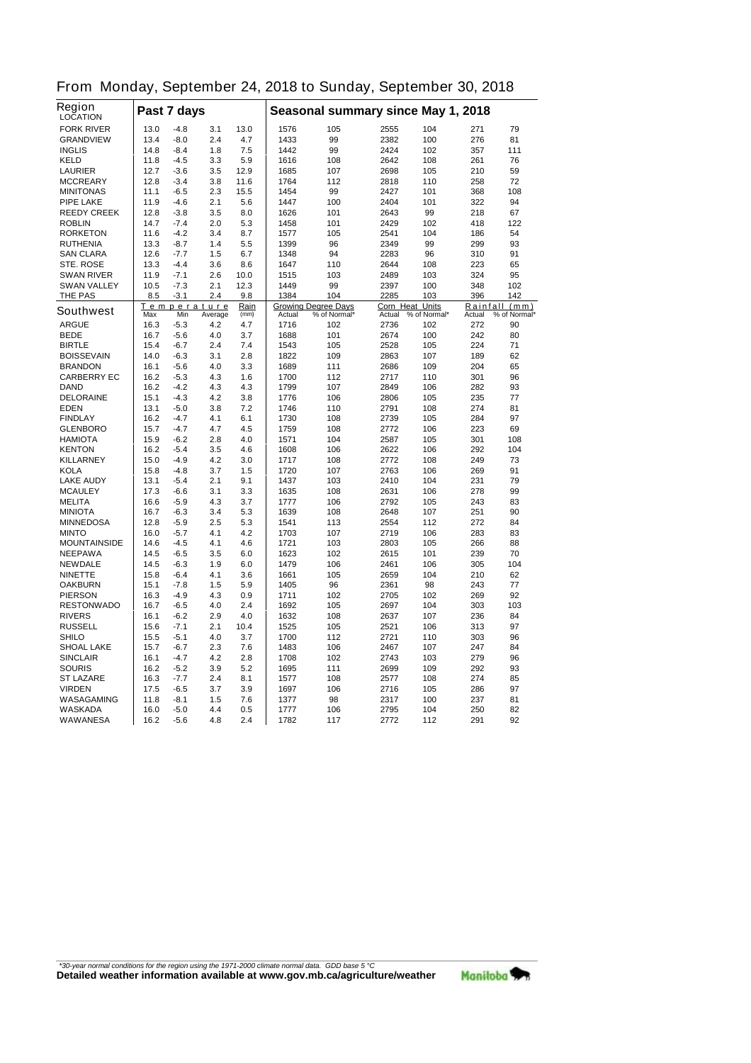# From Monday, September 24, 2018 to Sunday, September 30, 2018

| Region / LOCATION | Past 7 days | | | | Seasonal summary since May 1, 2018 | | | | | |
|---|---|---|---|---|---|---|---|---|---|---|
| FORK RIVER | 13.0 | -4.8 | 3.1 | 13.0 | 1576 | 105 | 2555 | 104 | 271 | 79 |
| GRANDVIEW | 13.4 | -8.0 | 2.4 | 4.7 | 1433 | 99 | 2382 | 100 | 276 | 81 |
| INGLIS | 14.8 | -8.4 | 1.8 | 7.5 | 1442 | 99 | 2424 | 102 | 357 | 111 |
| KELD | 11.8 | -4.5 | 3.3 | 5.9 | 1616 | 108 | 2642 | 108 | 261 | 76 |
| LAURIER | 12.7 | -3.6 | 3.5 | 12.9 | 1685 | 107 | 2698 | 105 | 210 | 59 |
| MCCREARY | 12.8 | -3.4 | 3.8 | 11.6 | 1764 | 112 | 2818 | 110 | 258 | 72 |
| MINITONAS | 11.1 | -6.5 | 2.3 | 15.5 | 1454 | 99 | 2427 | 101 | 368 | 108 |
| PIPE LAKE | 11.9 | -4.6 | 2.1 | 5.6 | 1447 | 100 | 2404 | 101 | 322 | 94 |
| REEDY CREEK | 12.8 | -3.8 | 3.5 | 8.0 | 1626 | 101 | 2643 | 99 | 218 | 67 |
| ROBLIN | 14.7 | -7.4 | 2.0 | 5.3 | 1458 | 101 | 2429 | 102 | 418 | 122 |
| RORKETON | 11.6 | -4.2 | 3.4 | 8.7 | 1577 | 105 | 2541 | 104 | 186 | 54 |
| RUTHENIA | 13.3 | -8.7 | 1.4 | 5.5 | 1399 | 96 | 2349 | 99 | 299 | 93 |
| SAN CLARA | 12.6 | -7.7 | 1.5 | 6.7 | 1348 | 94 | 2283 | 96 | 310 | 91 |
| STE. ROSE | 13.3 | -4.4 | 3.6 | 8.6 | 1647 | 110 | 2644 | 108 | 223 | 65 |
| SWAN RIVER | 11.9 | -7.1 | 2.6 | 10.0 | 1515 | 103 | 2489 | 103 | 324 | 95 |
| SWAN VALLEY | 10.5 | -7.3 | 2.1 | 12.3 | 1449 | 99 | 2397 | 100 | 348 | 102 |
| THE PAS | 8.5 | -3.1 | 2.4 | 9.8 | 1384 | 104 | 2285 | 103 | 396 | 142 |

| Southwest | Temperature | | | Rain | Growing Degree Days | | Corn Heat Units | | Rainfall (mm) | |
|---|---|---|---|---|---|---|---|---|---|---|
| | Max | Min | Average | (mm) | Actual | % of Normal* | Actual | % of Normal* | Actual | % of Normal* |
| ARGUE | 16.3 | -5.3 | 4.2 | 4.7 | 1716 | 102 | 2736 | 102 | 272 | 90 |
| BEDE | 16.7 | -5.6 | 4.0 | 3.7 | 1688 | 101 | 2674 | 100 | 242 | 80 |
| BIRTLE | 15.4 | -6.7 | 2.4 | 7.4 | 1543 | 105 | 2528 | 105 | 224 | 71 |
| BOISSEVAIN | 14.0 | -6.3 | 3.1 | 2.8 | 1822 | 109 | 2863 | 107 | 189 | 62 |
| BRANDON | 16.1 | -5.6 | 4.0 | 3.3 | 1689 | 111 | 2686 | 109 | 204 | 65 |
| CARBERRY EC | 16.2 | -5.3 | 4.3 | 1.6 | 1700 | 112 | 2717 | 110 | 301 | 96 |
| DAND | 16.2 | -4.2 | 4.3 | 4.3 | 1799 | 107 | 2849 | 106 | 282 | 93 |
| DELORAINE | 15.1 | -4.3 | 4.2 | 3.8 | 1776 | 106 | 2806 | 105 | 235 | 77 |
| EDEN | 13.1 | -5.0 | 3.8 | 7.2 | 1746 | 110 | 2791 | 108 | 274 | 81 |
| FINDLAY | 16.2 | -4.7 | 4.1 | 6.1 | 1730 | 108 | 2739 | 105 | 284 | 97 |
| GLENBORO | 15.7 | -4.7 | 4.7 | 4.5 | 1759 | 108 | 2772 | 106 | 223 | 69 |
| HAMIOTA | 15.9 | -6.2 | 2.8 | 4.0 | 1571 | 104 | 2587 | 105 | 301 | 108 |
| KENTON | 16.2 | -5.4 | 3.5 | 4.6 | 1608 | 106 | 2622 | 106 | 292 | 104 |
| KILLARNEY | 15.0 | -4.9 | 4.2 | 3.0 | 1717 | 108 | 2772 | 108 | 249 | 73 |
| KOLA | 15.8 | -4.8 | 3.7 | 1.5 | 1720 | 107 | 2763 | 106 | 269 | 91 |
| LAKE AUDY | 13.1 | -5.4 | 2.1 | 9.1 | 1437 | 103 | 2410 | 104 | 231 | 79 |
| MCAULEY | 17.3 | -6.6 | 3.1 | 3.3 | 1635 | 108 | 2631 | 106 | 278 | 99 |
| MELITA | 16.6 | -5.9 | 4.3 | 3.7 | 1777 | 106 | 2792 | 105 | 243 | 83 |
| MINIOTA | 16.7 | -6.3 | 3.4 | 5.3 | 1639 | 108 | 2648 | 107 | 251 | 90 |
| MINNEDOSA | 12.8 | -5.9 | 2.5 | 5.3 | 1541 | 113 | 2554 | 112 | 272 | 84 |
| MINTO | 16.0 | -5.7 | 4.1 | 4.2 | 1703 | 107 | 2719 | 106 | 283 | 83 |
| MOUNTAINSIDE | 14.6 | -4.5 | 4.1 | 4.6 | 1721 | 103 | 2803 | 105 | 266 | 88 |
| NEEPAWA | 14.5 | -6.5 | 3.5 | 6.0 | 1623 | 102 | 2615 | 101 | 239 | 70 |
| NEWDALE | 14.5 | -6.3 | 1.9 | 6.0 | 1479 | 106 | 2461 | 106 | 305 | 104 |
| NINETTE | 15.8 | -6.4 | 4.1 | 3.6 | 1661 | 105 | 2659 | 104 | 210 | 62 |
| OAKBURN | 15.1 | -7.8 | 1.5 | 5.9 | 1405 | 96 | 2361 | 98 | 243 | 77 |
| PIERSON | 16.3 | -4.9 | 4.3 | 0.9 | 1711 | 102 | 2705 | 102 | 269 | 92 |
| RESTONWADO | 16.7 | -6.5 | 4.0 | 2.4 | 1692 | 105 | 2697 | 104 | 303 | 103 |
| RIVERS | 16.1 | -6.2 | 2.9 | 4.0 | 1632 | 108 | 2637 | 107 | 236 | 84 |
| RUSSELL | 15.6 | -7.1 | 2.1 | 10.4 | 1525 | 105 | 2521 | 106 | 313 | 97 |
| SHILO | 15.5 | -5.1 | 4.0 | 3.7 | 1700 | 112 | 2721 | 110 | 303 | 96 |
| SHOAL LAKE | 15.7 | -6.7 | 2.3 | 7.6 | 1483 | 106 | 2467 | 107 | 247 | 84 |
| SINCLAIR | 16.1 | -4.7 | 4.2 | 2.8 | 1708 | 102 | 2743 | 103 | 279 | 96 |
| SOURIS | 16.2 | -5.2 | 3.9 | 5.2 | 1695 | 111 | 2699 | 109 | 292 | 93 |
| ST LAZARE | 16.3 | -7.7 | 2.4 | 8.1 | 1577 | 108 | 2577 | 108 | 274 | 85 |
| VIRDEN | 17.5 | -6.5 | 3.7 | 3.9 | 1697 | 106 | 2716 | 105 | 286 | 97 |
| WASAGAMING | 11.8 | -8.1 | 1.5 | 7.6 | 1377 | 98 | 2317 | 100 | 237 | 81 |
| WASKADA | 16.0 | -5.0 | 4.4 | 0.5 | 1777 | 106 | 2795 | 104 | 250 | 82 |
| WAWANESA | 16.2 | -5.6 | 4.8 | 2.4 | 1782 | 117 | 2772 | 112 | 291 | 92 |

*30-year normal conditions for the region using the 1971-2000 climate normal data. GDD base 5 °C

**Detailed weather information available at www.gov.mb.ca/agriculture/weather**

Manitoba